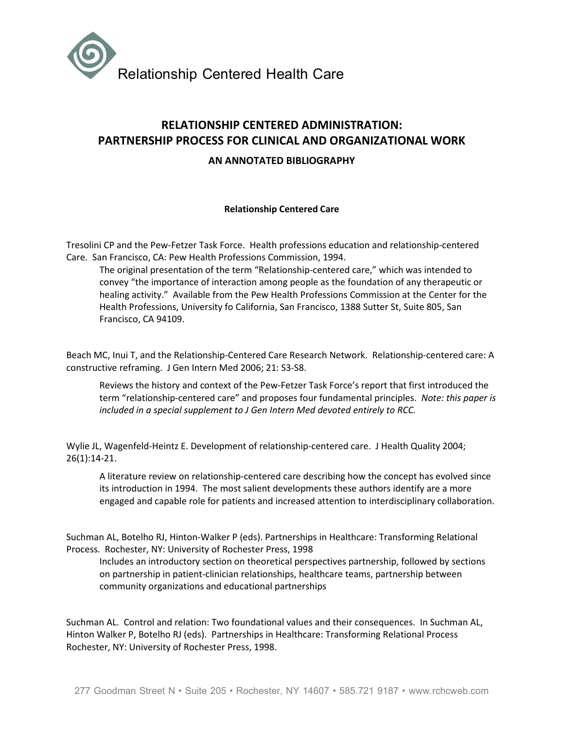Relationship Centered Health Care

# RELATIONSHIP CENTERED ADMINISTRATION: PARTNERSHIP PROCESS FOR CLINICAL AND ORGANIZATIONAL WORK

## AN ANNOTATED BIBLIOGRAPHY

### Relationship Centered Care

Tresolini CP and the Pew-Fetzer Task Force. Health professions education and relationship-centered Care. San Francisco, CA: Pew Health Professions Commission, 1994.

> The original presentation of the term "Relationship-centered care," which was intended to convey "the importance of interaction among people as the foundation of any therapeutic or healing activity." Available from the Pew Health Professions Commission at the Center for the Health Professions, University fo California, San Francisco, 1388 Sutter St, Suite 805, San Francisco, CA 94109.

Beach MC, Inui T, and the Relationship-Centered Care Research Network. Relationship-centered care: A constructive reframing. J Gen Intern Med 2006; 21: S3-S8.

> Reviews the history and context of the Pew-Fetzer Task Force's report that first introduced the term "relationship-centered care" and proposes four fundamental principles. *Note: this paper is included in a special supplement to J Gen Intern Med devoted entirely to RCC.*

Wylie JL, Wagenfeld-Heintz E. Development of relationship-centered care. J Health Quality 2004; 26(1):14-21.

> A literature review on relationship-centered care describing how the concept has evolved since its introduction in 1994. The most salient developments these authors identify are a more engaged and capable role for patients and increased attention to interdisciplinary collaboration.

Suchman AL, Botelho RJ, Hinton-Walker P (eds). Partnerships in Healthcare: Transforming Relational Process. Rochester, NY: University of Rochester Press, 1998

> Includes an introductory section on theoretical perspectives partnership, followed by sections on partnership in patient-clinician relationships, healthcare teams, partnership between community organizations and educational partnerships

Suchman AL. Control and relation: Two foundational values and their consequences. In Suchman AL, Hinton Walker P, Botelho RJ (eds). Partnerships in Healthcare: Transforming Relational Process Rochester, NY: University of Rochester Press, 1998.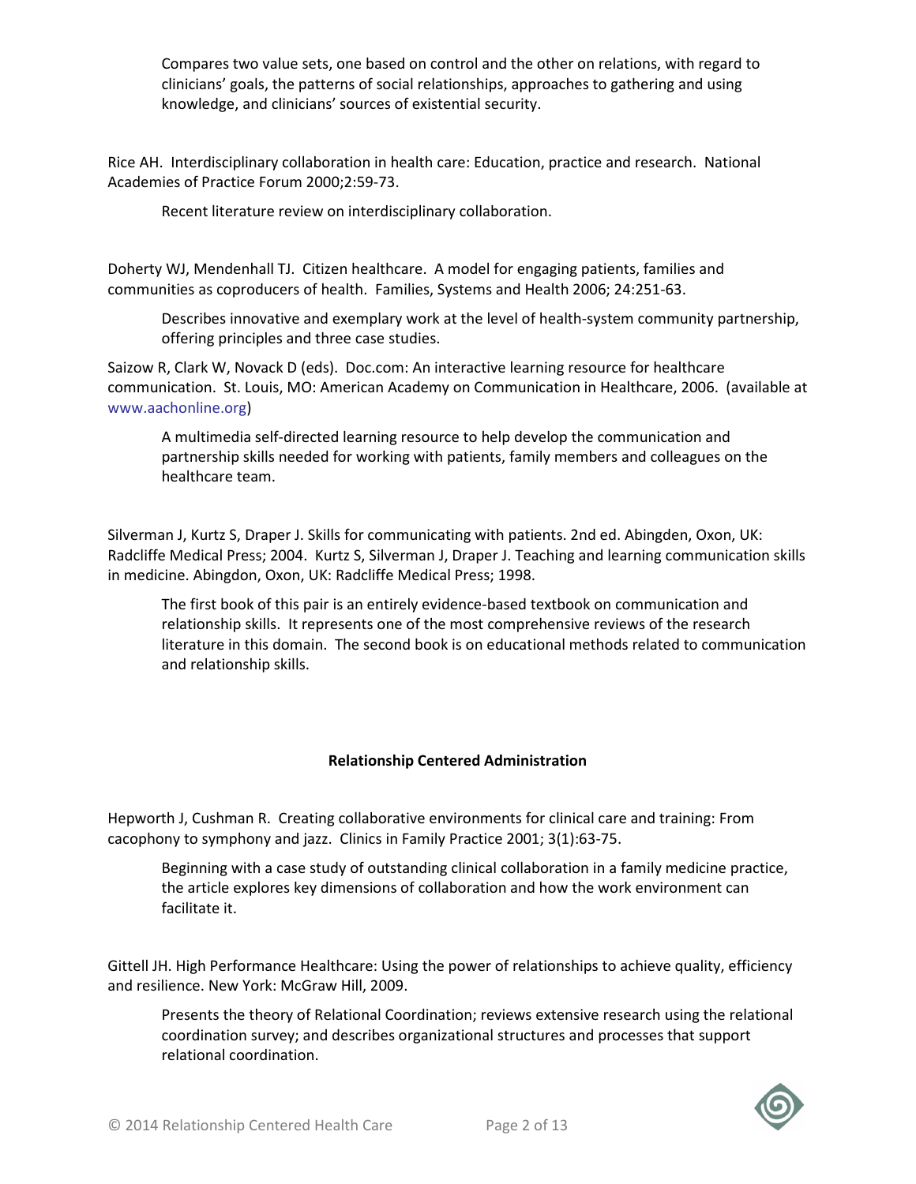Compares two value sets, one based on control and the other on relations, with regard to clinicians' goals, the patterns of social relationships, approaches to gathering and using knowledge, and clinicians' sources of existential security.

Rice AH. Interdisciplinary collaboration in health care: Education, practice and research. National Academies of Practice Forum 2000;2:59-73.

Recent literature review on interdisciplinary collaboration.

Doherty WJ, Mendenhall TJ. Citizen healthcare. A model for engaging patients, families and communities as coproducers of health. Families, Systems and Health 2006; 24:251-63.

Describes innovative and exemplary work at the level of health-system community partnership, offering principles and three case studies.

Saizow R, Clark W, Novack D (eds). Doc.com: An interactive learning resource for healthcare communication. St. Louis, MO: American Academy on Communication in Healthcare, 2006. (available at www.aachonline.org)

A multimedia self-directed learning resource to help develop the communication and partnership skills needed for working with patients, family members and colleagues on the healthcare team.

Silverman J, Kurtz S, Draper J. Skills for communicating with patients. 2nd ed. Abingden, Oxon, UK: Radcliffe Medical Press; 2004. Kurtz S, Silverman J, Draper J. Teaching and learning communication skills in medicine. Abingdon, Oxon, UK: Radcliffe Medical Press; 1998.

The first book of this pair is an entirely evidence-based textbook on communication and relationship skills. It represents one of the most comprehensive reviews of the research literature in this domain. The second book is on educational methods related to communication and relationship skills.

**Relationship Centered Administration**

Hepworth J, Cushman R. Creating collaborative environments for clinical care and training: From cacophony to symphony and jazz. Clinics in Family Practice 2001; 3(1):63-75.

Beginning with a case study of outstanding clinical collaboration in a family medicine practice, the article explores key dimensions of collaboration and how the work environment can facilitate it.

Gittell JH. High Performance Healthcare: Using the power of relationships to achieve quality, efficiency and resilience. New York: McGraw Hill, 2009.

Presents the theory of Relational Coordination; reviews extensive research using the relational coordination survey; and describes organizational structures and processes that support relational coordination.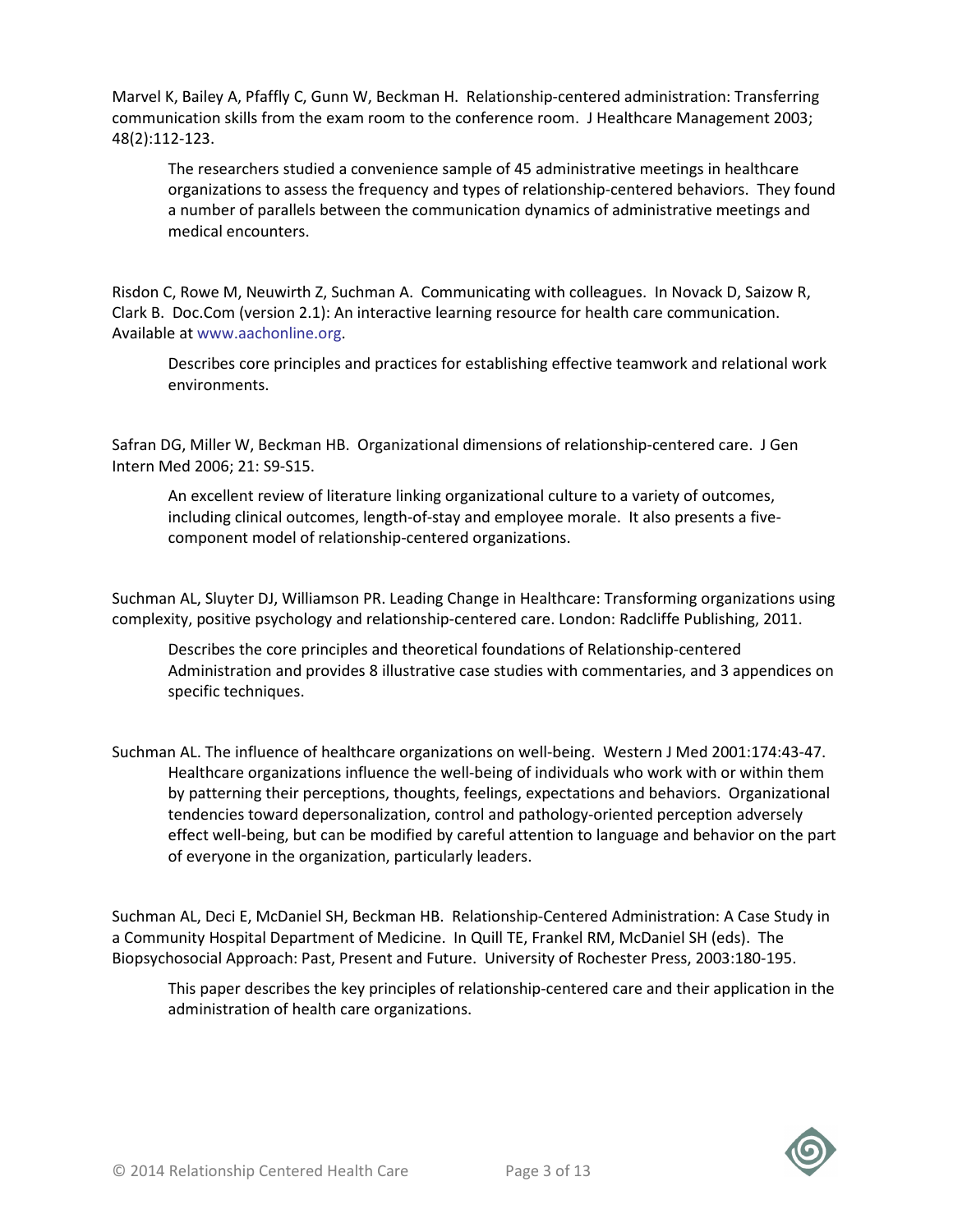Marvel K, Bailey A, Pfaffly C, Gunn W, Beckman H. Relationship-centered administration: Transferring communication skills from the exam room to the conference room. J Healthcare Management 2003; 48(2):112-123.

> The researchers studied a convenience sample of 45 administrative meetings in healthcare organizations to assess the frequency and types of relationship-centered behaviors. They found a number of parallels between the communication dynamics of administrative meetings and medical encounters.

Risdon C, Rowe M, Neuwirth Z, Suchman A. Communicating with colleagues. In Novack D, Saizow R, Clark B. Doc.Com (version 2.1): An interactive learning resource for health care communication. Available at www.aachonline.org.

> Describes core principles and practices for establishing effective teamwork and relational work environments.

Safran DG, Miller W, Beckman HB. Organizational dimensions of relationship-centered care. J Gen Intern Med 2006; 21: S9-S15.

> An excellent review of literature linking organizational culture to a variety of outcomes, including clinical outcomes, length-of-stay and employee morale. It also presents a five-component model of relationship-centered organizations.

Suchman AL, Sluyter DJ, Williamson PR. Leading Change in Healthcare: Transforming organizations using complexity, positive psychology and relationship-centered care. London: Radcliffe Publishing, 2011.

> Describes the core principles and theoretical foundations of Relationship-centered Administration and provides 8 illustrative case studies with commentaries, and 3 appendices on specific techniques.

Suchman AL. The influence of healthcare organizations on well-being. Western J Med 2001:174:43-47.

> Healthcare organizations influence the well-being of individuals who work with or within them by patterning their perceptions, thoughts, feelings, expectations and behaviors. Organizational tendencies toward depersonalization, control and pathology-oriented perception adversely effect well-being, but can be modified by careful attention to language and behavior on the part of everyone in the organization, particularly leaders.

Suchman AL, Deci E, McDaniel SH, Beckman HB. Relationship-Centered Administration: A Case Study in a Community Hospital Department of Medicine. In Quill TE, Frankel RM, McDaniel SH (eds). The Biopsychosocial Approach: Past, Present and Future. University of Rochester Press, 2003:180-195.

> This paper describes the key principles of relationship-centered care and their application in the administration of health care organizations.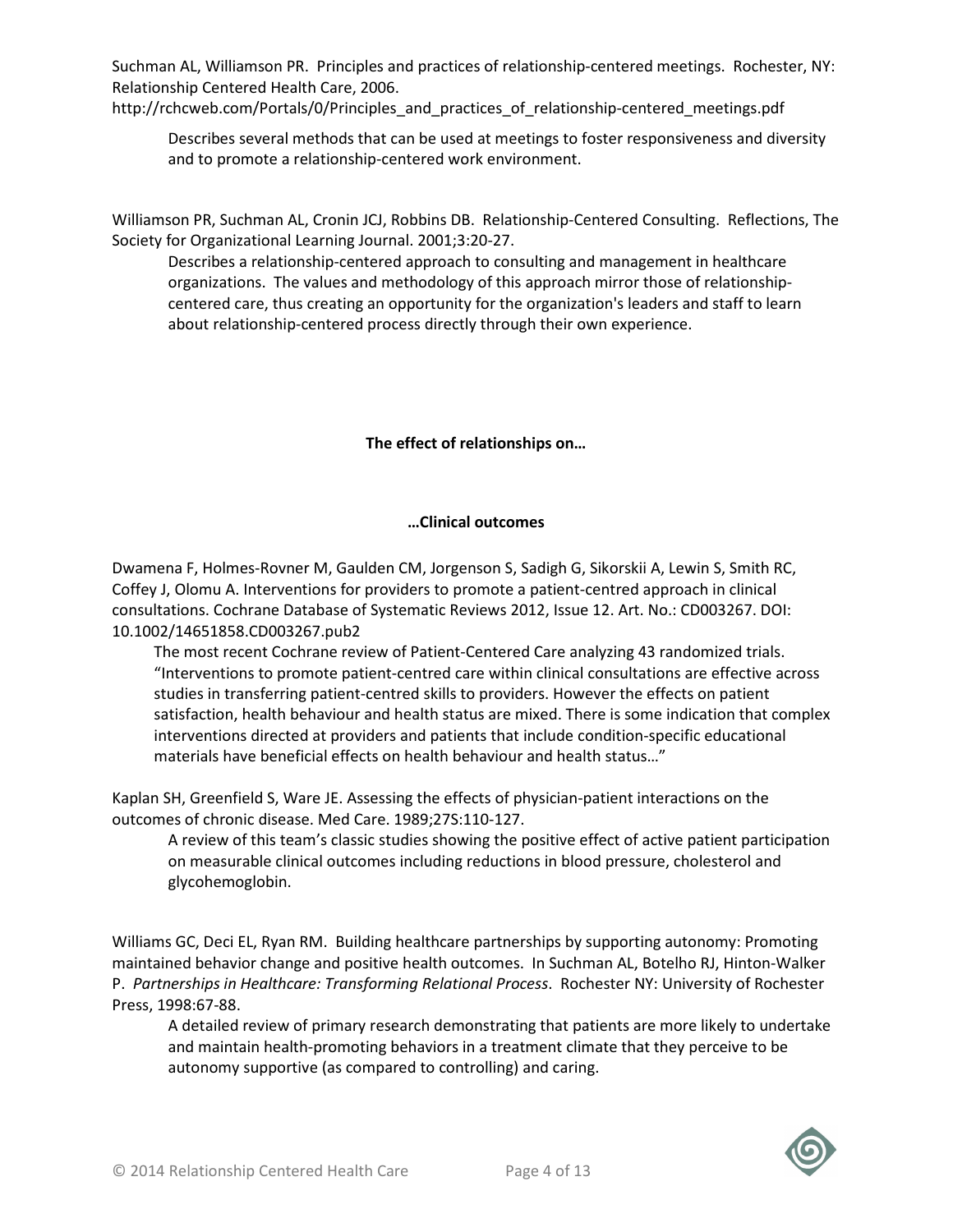Suchman AL, Williamson PR. Principles and practices of relationship-centered meetings. Rochester, NY: Relationship Centered Health Care, 2006.
http://rchcweb.com/Portals/0/Principles_and_practices_of_relationship-centered_meetings.pdf

> Describes several methods that can be used at meetings to foster responsiveness and diversity and to promote a relationship-centered work environment.

Williamson PR, Suchman AL, Cronin JCJ, Robbins DB. Relationship-Centered Consulting. Reflections, The Society for Organizational Learning Journal. 2001;3:20-27.

> Describes a relationship-centered approach to consulting and management in healthcare organizations. The values and methodology of this approach mirror those of relationship-centered care, thus creating an opportunity for the organization's leaders and staff to learn about relationship-centered process directly through their own experience.

## The effect of relationships on…

### …Clinical outcomes

Dwamena F, Holmes-Rovner M, Gaulden CM, Jorgenson S, Sadigh G, Sikorskii A, Lewin S, Smith RC, Coffey J, Olomu A. Interventions for providers to promote a patient-centred approach in clinical consultations. Cochrane Database of Systematic Reviews 2012, Issue 12. Art. No.: CD003267. DOI: 10.1002/14651858.CD003267.pub2

> The most recent Cochrane review of Patient-Centered Care analyzing 43 randomized trials. "Interventions to promote patient-centred care within clinical consultations are effective across studies in transferring patient-centred skills to providers. However the effects on patient satisfaction, health behaviour and health status are mixed. There is some indication that complex interventions directed at providers and patients that include condition-specific educational materials have beneficial effects on health behaviour and health status…"

Kaplan SH, Greenfield S, Ware JE. Assessing the effects of physician-patient interactions on the outcomes of chronic disease. Med Care. 1989;27S:110-127.

> A review of this team's classic studies showing the positive effect of active patient participation on measurable clinical outcomes including reductions in blood pressure, cholesterol and glycohemoglobin.

Williams GC, Deci EL, Ryan RM. Building healthcare partnerships by supporting autonomy: Promoting maintained behavior change and positive health outcomes. In Suchman AL, Botelho RJ, Hinton-Walker P. *Partnerships in Healthcare: Transforming Relational Process*. Rochester NY: University of Rochester Press, 1998:67-88.

> A detailed review of primary research demonstrating that patients are more likely to undertake and maintain health-promoting behaviors in a treatment climate that they perceive to be autonomy supportive (as compared to controlling) and caring.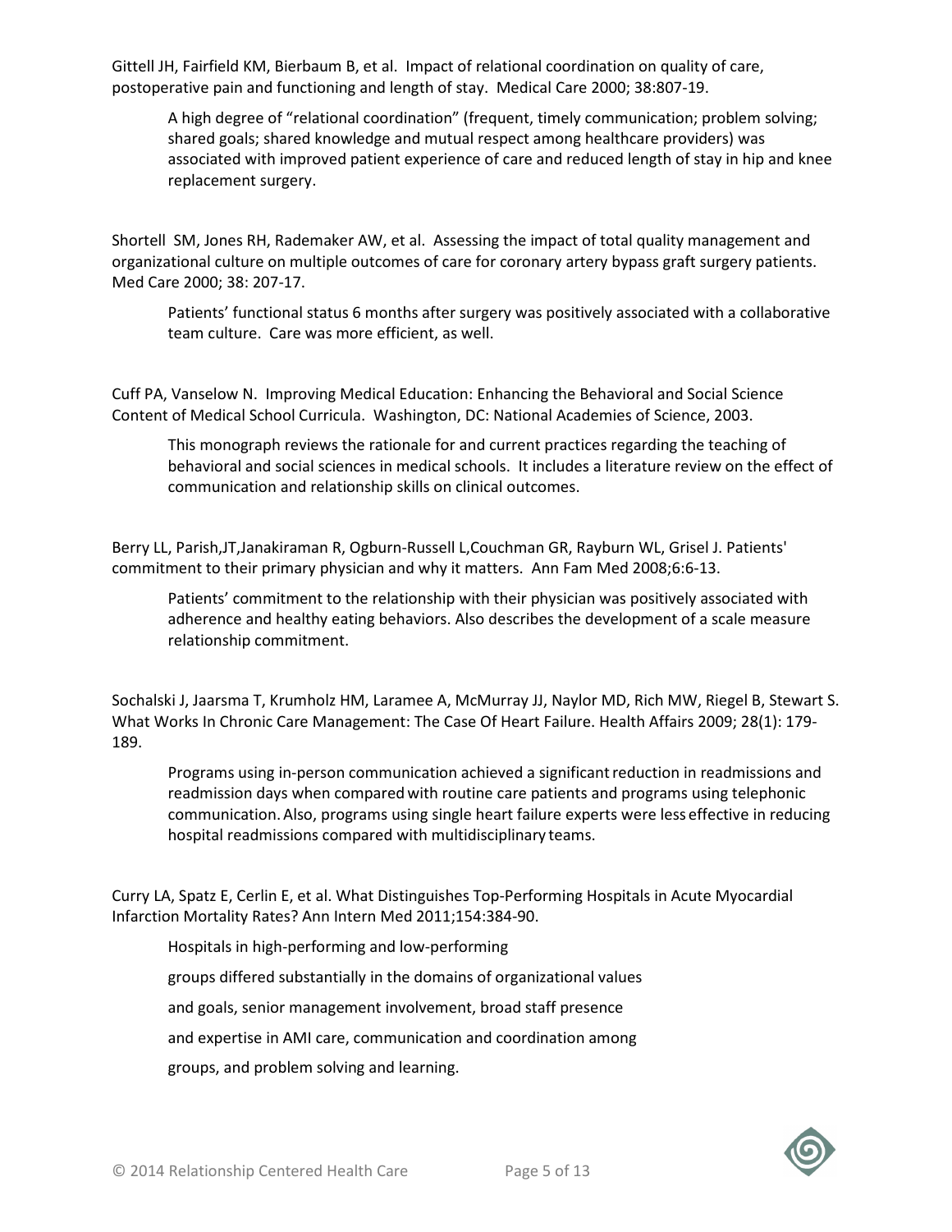Gittell JH, Fairfield KM, Bierbaum B, et al. Impact of relational coordination on quality of care, postoperative pain and functioning and length of stay. Medical Care 2000; 38:807-19.

> A high degree of "relational coordination" (frequent, timely communication; problem solving; shared goals; shared knowledge and mutual respect among healthcare providers) was associated with improved patient experience of care and reduced length of stay in hip and knee replacement surgery.

Shortell SM, Jones RH, Rademaker AW, et al. Assessing the impact of total quality management and organizational culture on multiple outcomes of care for coronary artery bypass graft surgery patients. Med Care 2000; 38: 207-17.

> Patients' functional status 6 months after surgery was positively associated with a collaborative team culture. Care was more efficient, as well.

Cuff PA, Vanselow N. Improving Medical Education: Enhancing the Behavioral and Social Science Content of Medical School Curricula. Washington, DC: National Academies of Science, 2003.

> This monograph reviews the rationale for and current practices regarding the teaching of behavioral and social sciences in medical schools. It includes a literature review on the effect of communication and relationship skills on clinical outcomes.

Berry LL, Parish,JT,Janakiraman R, Ogburn-Russell L,Couchman GR, Rayburn WL, Grisel J. Patients' commitment to their primary physician and why it matters. Ann Fam Med 2008;6:6-13.

> Patients' commitment to the relationship with their physician was positively associated with adherence and healthy eating behaviors. Also describes the development of a scale measure relationship commitment.

Sochalski J, Jaarsma T, Krumholz HM, Laramee A, McMurray JJ, Naylor MD, Rich MW, Riegel B, Stewart S. What Works In Chronic Care Management: The Case Of Heart Failure. Health Affairs 2009; 28(1): 179-189.

> Programs using in-person communication achieved a significant reduction in readmissions and readmission days when compared with routine care patients and programs using telephonic communication. Also, programs using single heart failure experts were less effective in reducing hospital readmissions compared with multidisciplinary teams.

Curry LA, Spatz E, Cerlin E, et al. What Distinguishes Top-Performing Hospitals in Acute Myocardial Infarction Mortality Rates? Ann Intern Med 2011;154:384-90.

> Hospitals in high-performing and low-performing groups differed substantially in the domains of organizational values and goals, senior management involvement, broad staff presence and expertise in AMI care, communication and coordination among groups, and problem solving and learning.

© 2014 Relationship Centered Health Care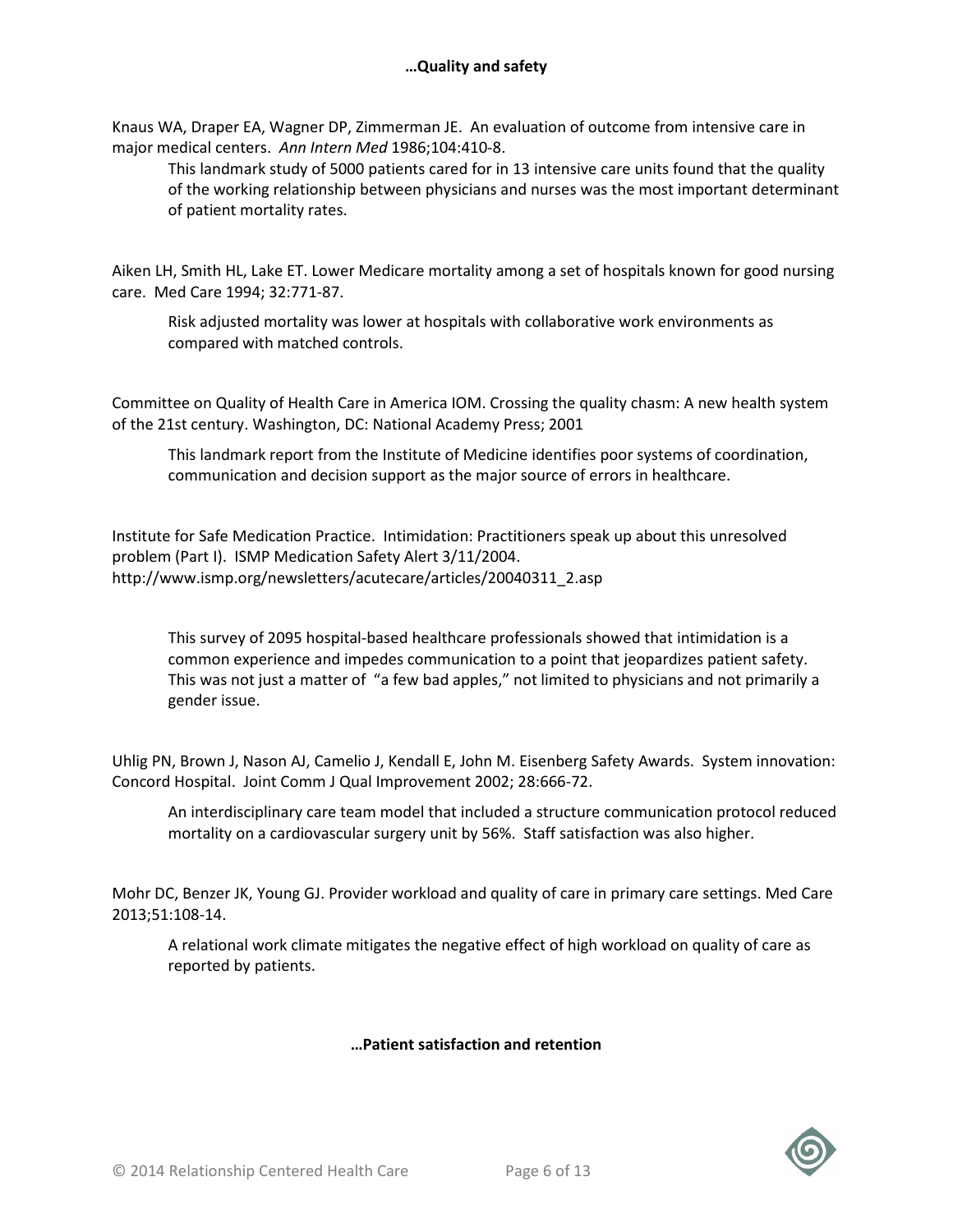**…Quality and safety**

Knaus WA, Draper EA, Wagner DP, Zimmerman JE. An evaluation of outcome from intensive care in major medical centers. *Ann Intern Med* 1986;104:410-8.

> This landmark study of 5000 patients cared for in 13 intensive care units found that the quality of the working relationship between physicians and nurses was the most important determinant of patient mortality rates.

Aiken LH, Smith HL, Lake ET. Lower Medicare mortality among a set of hospitals known for good nursing care. Med Care 1994; 32:771-87.

> Risk adjusted mortality was lower at hospitals with collaborative work environments as compared with matched controls.

Committee on Quality of Health Care in America IOM. Crossing the quality chasm: A new health system of the 21st century. Washington, DC: National Academy Press; 2001

> This landmark report from the Institute of Medicine identifies poor systems of coordination, communication and decision support as the major source of errors in healthcare.

Institute for Safe Medication Practice. Intimidation: Practitioners speak up about this unresolved problem (Part I). ISMP Medication Safety Alert 3/11/2004. http://www.ismp.org/newsletters/acutecare/articles/20040311_2.asp

> This survey of 2095 hospital-based healthcare professionals showed that intimidation is a common experience and impedes communication to a point that jeopardizes patient safety. This was not just a matter of "a few bad apples," not limited to physicians and not primarily a gender issue.

Uhlig PN, Brown J, Nason AJ, Camelio J, Kendall E, John M. Eisenberg Safety Awards. System innovation: Concord Hospital. Joint Comm J Qual Improvement 2002; 28:666-72.

> An interdisciplinary care team model that included a structure communication protocol reduced mortality on a cardiovascular surgery unit by 56%. Staff satisfaction was also higher.

Mohr DC, Benzer JK, Young GJ. Provider workload and quality of care in primary care settings. Med Care 2013;51:108-14.

> A relational work climate mitigates the negative effect of high workload on quality of care as reported by patients.

**…Patient satisfaction and retention**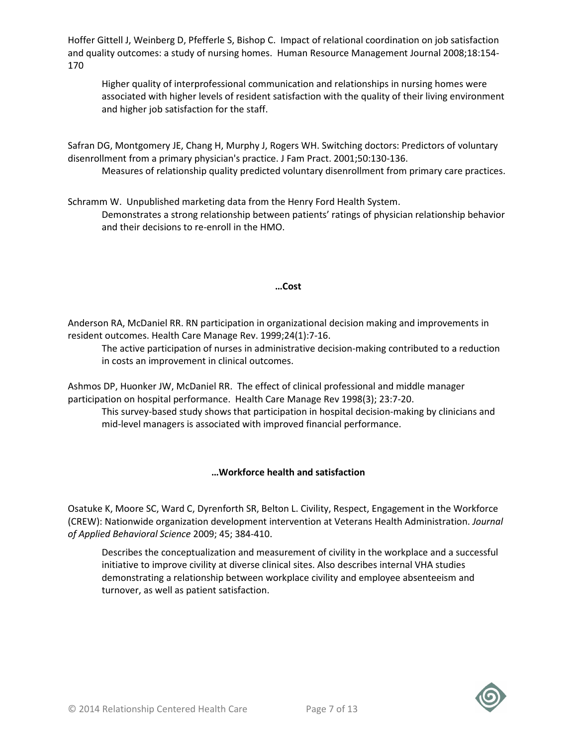Hoffer Gittell J, Weinberg D, Pfefferle S, Bishop C. Impact of relational coordination on job satisfaction and quality outcomes: a study of nursing homes. Human Resource Management Journal 2008;18:154-170

> Higher quality of interprofessional communication and relationships in nursing homes were associated with higher levels of resident satisfaction with the quality of their living environment and higher job satisfaction for the staff.

Safran DG, Montgomery JE, Chang H, Murphy J, Rogers WH. Switching doctors: Predictors of voluntary disenrollment from a primary physician's practice. J Fam Pract. 2001;50:130-136.

> Measures of relationship quality predicted voluntary disenrollment from primary care practices.

Schramm W. Unpublished marketing data from the Henry Ford Health System.

> Demonstrates a strong relationship between patients' ratings of physician relationship behavior and their decisions to re-enroll in the HMO.

### …Cost

Anderson RA, McDaniel RR. RN participation in organizational decision making and improvements in resident outcomes. Health Care Manage Rev. 1999;24(1):7-16.

> The active participation of nurses in administrative decision-making contributed to a reduction in costs an improvement in clinical outcomes.

Ashmos DP, Huonker JW, McDaniel RR. The effect of clinical professional and middle manager participation on hospital performance. Health Care Manage Rev 1998(3); 23:7-20.

> This survey-based study shows that participation in hospital decision-making by clinicians and mid-level managers is associated with improved financial performance.

### …Workforce health and satisfaction

Osatuke K, Moore SC, Ward C, Dyrenforth SR, Belton L. Civility, Respect, Engagement in the Workforce (CREW): Nationwide organization development intervention at Veterans Health Administration. *Journal of Applied Behavioral Science* 2009; 45; 384-410.

> Describes the conceptualization and measurement of civility in the workplace and a successful initiative to improve civility at diverse clinical sites. Also describes internal VHA studies demonstrating a relationship between workplace civility and employee absenteeism and turnover, as well as patient satisfaction.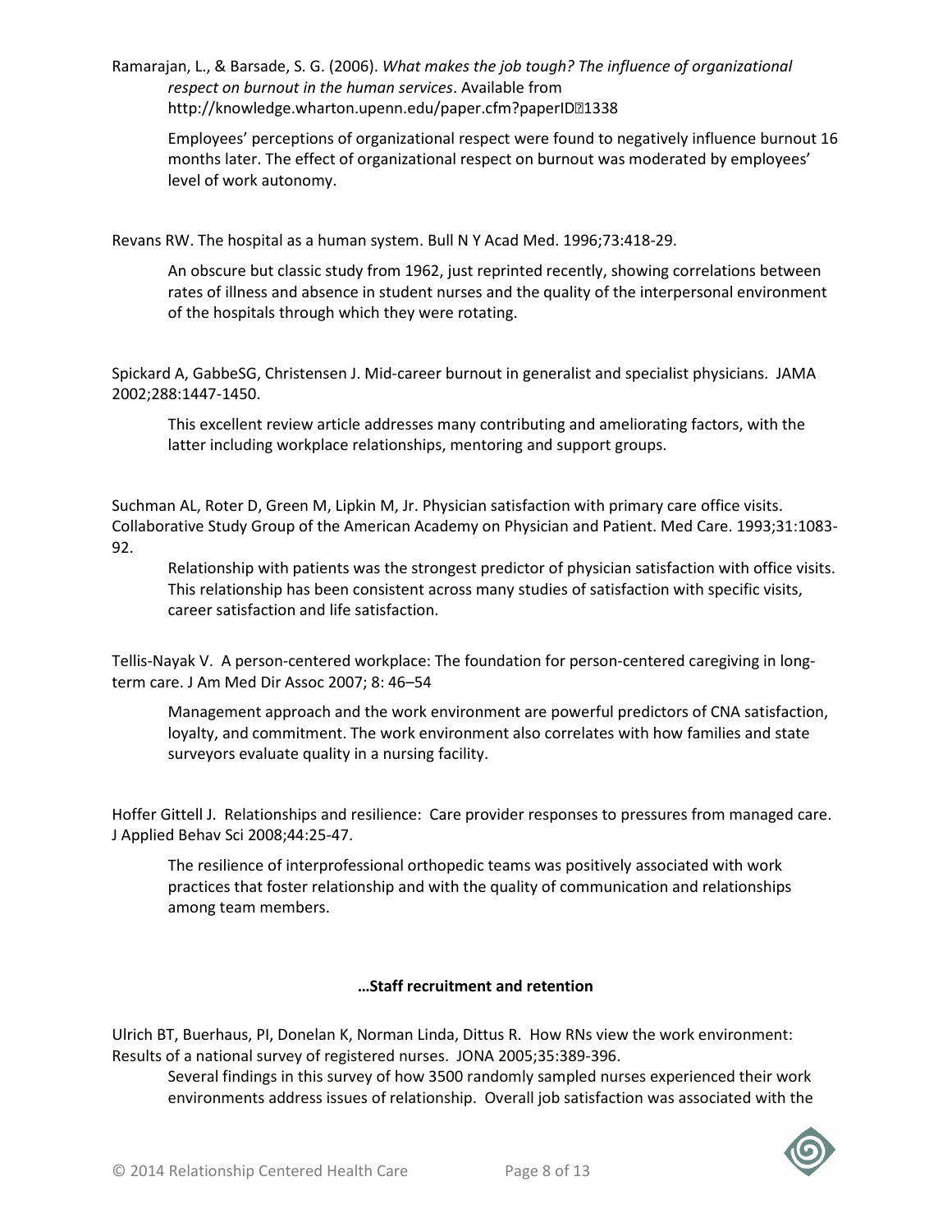Ramarajan, L., & Barsade, S. G. (2006). *What makes the job tough? The influence of organizational respect on burnout in the human services*. Available from http://knowledge.wharton.upenn.edu/paper.cfm?paperID=1338

> Employees' perceptions of organizational respect were found to negatively influence burnout 16 months later. The effect of organizational respect on burnout was moderated by employees' level of work autonomy.

Revans RW. The hospital as a human system. Bull N Y Acad Med. 1996;73:418-29.

> An obscure but classic study from 1962, just reprinted recently, showing correlations between rates of illness and absence in student nurses and the quality of the interpersonal environment of the hospitals through which they were rotating.

Spickard A, GabbeSG, Christensen J. Mid-career burnout in generalist and specialist physicians. JAMA 2002;288:1447-1450.

> This excellent review article addresses many contributing and ameliorating factors, with the latter including workplace relationships, mentoring and support groups.

Suchman AL, Roter D, Green M, Lipkin M, Jr. Physician satisfaction with primary care office visits. Collaborative Study Group of the American Academy on Physician and Patient. Med Care. 1993;31:1083-92.

> Relationship with patients was the strongest predictor of physician satisfaction with office visits. This relationship has been consistent across many studies of satisfaction with specific visits, career satisfaction and life satisfaction.

Tellis-Nayak V. A person-centered workplace: The foundation for person-centered caregiving in long-term care. J Am Med Dir Assoc 2007; 8: 46–54

> Management approach and the work environment are powerful predictors of CNA satisfaction, loyalty, and commitment. The work environment also correlates with how families and state surveyors evaluate quality in a nursing facility.

Hoffer Gittell J. Relationships and resilience: Care provider responses to pressures from managed care. J Applied Behav Sci 2008;44:25-47.

> The resilience of interprofessional orthopedic teams was positively associated with work practices that foster relationship and with the quality of communication and relationships among team members.

**…Staff recruitment and retention**

Ulrich BT, Buerhaus, PI, Donelan K, Norman Linda, Dittus R. How RNs view the work environment: Results of a national survey of registered nurses. JONA 2005;35:389-396.

> Several findings in this survey of how 3500 randomly sampled nurses experienced their work environments address issues of relationship. Overall job satisfaction was associated with the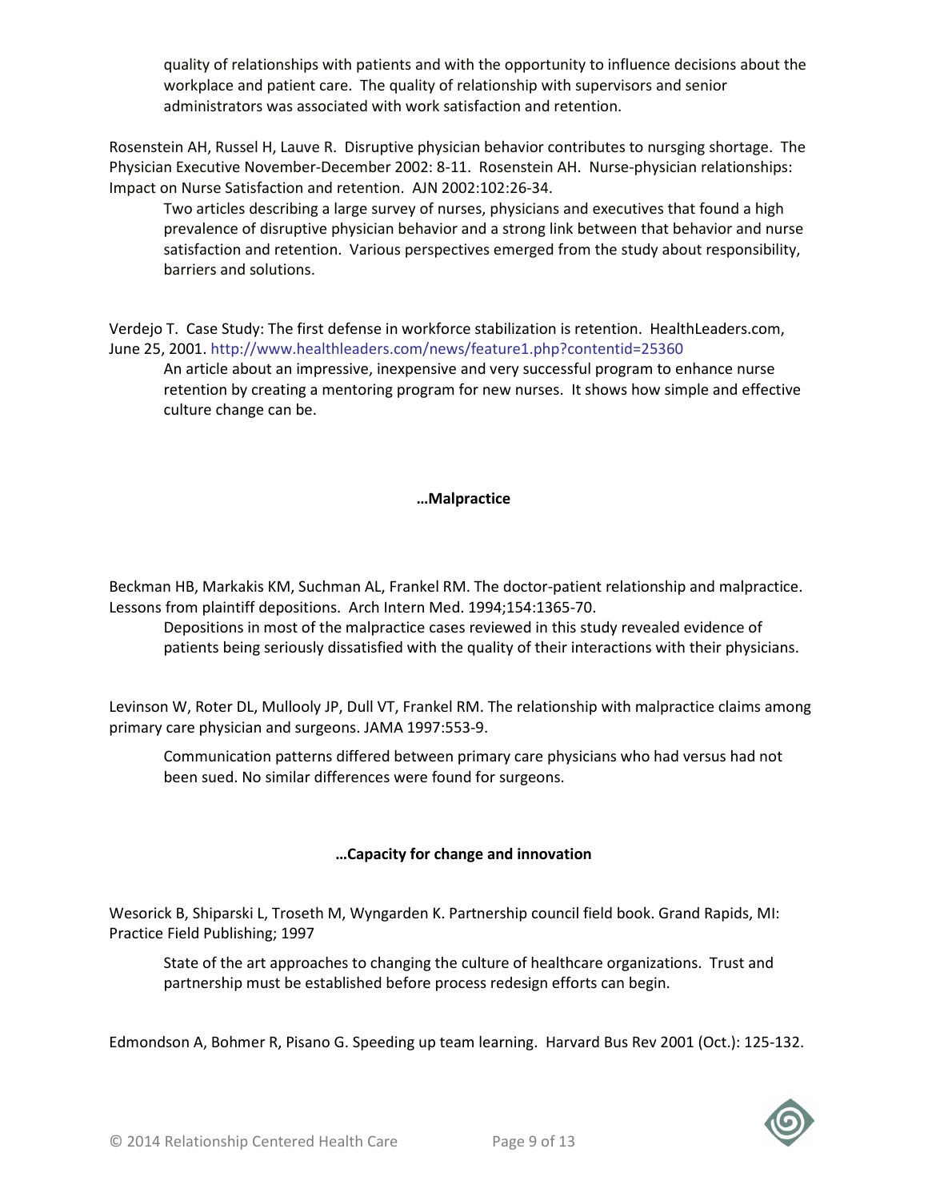quality of relationships with patients and with the opportunity to influence decisions about the workplace and patient care. The quality of relationship with supervisors and senior administrators was associated with work satisfaction and retention.

Rosenstein AH, Russel H, Lauve R. Disruptive physician behavior contributes to nursging shortage. The Physician Executive November-December 2002: 8-11. Rosenstein AH. Nurse-physician relationships: Impact on Nurse Satisfaction and retention. AJN 2002:102:26-34.

> Two articles describing a large survey of nurses, physicians and executives that found a high prevalence of disruptive physician behavior and a strong link between that behavior and nurse satisfaction and retention. Various perspectives emerged from the study about responsibility, barriers and solutions.

Verdejo T. Case Study: The first defense in workforce stabilization is retention. HealthLeaders.com, June 25, 2001. http://www.healthleaders.com/news/feature1.php?contentid=25360

> An article about an impressive, inexpensive and very successful program to enhance nurse retention by creating a mentoring program for new nurses. It shows how simple and effective culture change can be.

### …Malpractice

Beckman HB, Markakis KM, Suchman AL, Frankel RM. The doctor-patient relationship and malpractice. Lessons from plaintiff depositions. Arch Intern Med. 1994;154:1365-70.

> Depositions in most of the malpractice cases reviewed in this study revealed evidence of patients being seriously dissatisfied with the quality of their interactions with their physicians.

Levinson W, Roter DL, Mullooly JP, Dull VT, Frankel RM. The relationship with malpractice claims among primary care physician and surgeons. JAMA 1997:553-9.

> Communication patterns differed between primary care physicians who had versus had not been sued. No similar differences were found for surgeons.

### …Capacity for change and innovation

Wesorick B, Shiparski L, Troseth M, Wyngarden K. Partnership council field book. Grand Rapids, MI: Practice Field Publishing; 1997

> State of the art approaches to changing the culture of healthcare organizations. Trust and partnership must be established before process redesign efforts can begin.

Edmondson A, Bohmer R, Pisano G. Speeding up team learning. Harvard Bus Rev 2001 (Oct.): 125-132.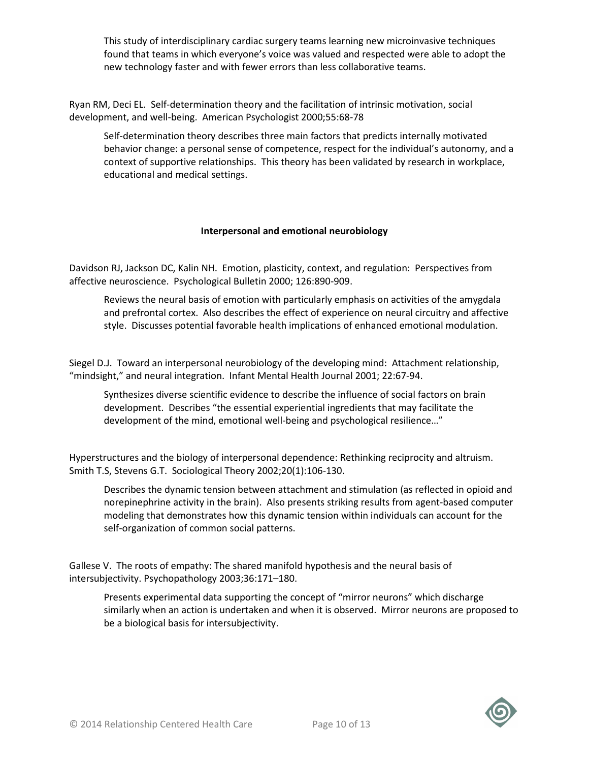This study of interdisciplinary cardiac surgery teams learning new microinvasive techniques found that teams in which everyone's voice was valued and respected were able to adopt the new technology faster and with fewer errors than less collaborative teams.

Ryan RM, Deci EL. Self-determination theory and the facilitation of intrinsic motivation, social development, and well-being. American Psychologist 2000;55:68-78

> Self-determination theory describes three main factors that predicts internally motivated behavior change: a personal sense of competence, respect for the individual's autonomy, and a context of supportive relationships. This theory has been validated by research in workplace, educational and medical settings.

### Interpersonal and emotional neurobiology

Davidson RJ, Jackson DC, Kalin NH. Emotion, plasticity, context, and regulation: Perspectives from affective neuroscience. Psychological Bulletin 2000; 126:890-909.

> Reviews the neural basis of emotion with particularly emphasis on activities of the amygdala and prefrontal cortex. Also describes the effect of experience on neural circuitry and affective style. Discusses potential favorable health implications of enhanced emotional modulation.

Siegel D.J. Toward an interpersonal neurobiology of the developing mind: Attachment relationship, "mindsight," and neural integration. Infant Mental Health Journal 2001; 22:67-94.

> Synthesizes diverse scientific evidence to describe the influence of social factors on brain development. Describes "the essential experiential ingredients that may facilitate the development of the mind, emotional well-being and psychological resilience…"

Hyperstructures and the biology of interpersonal dependence: Rethinking reciprocity and altruism. Smith T.S, Stevens G.T. Sociological Theory 2002;20(1):106-130.

> Describes the dynamic tension between attachment and stimulation (as reflected in opioid and norepinephrine activity in the brain). Also presents striking results from agent-based computer modeling that demonstrates how this dynamic tension within individuals can account for the self-organization of common social patterns.

Gallese V. The roots of empathy: The shared manifold hypothesis and the neural basis of intersubjectivity. Psychopathology 2003;36:171–180.

> Presents experimental data supporting the concept of "mirror neurons" which discharge similarly when an action is undertaken and when it is observed. Mirror neurons are proposed to be a biological basis for intersubjectivity.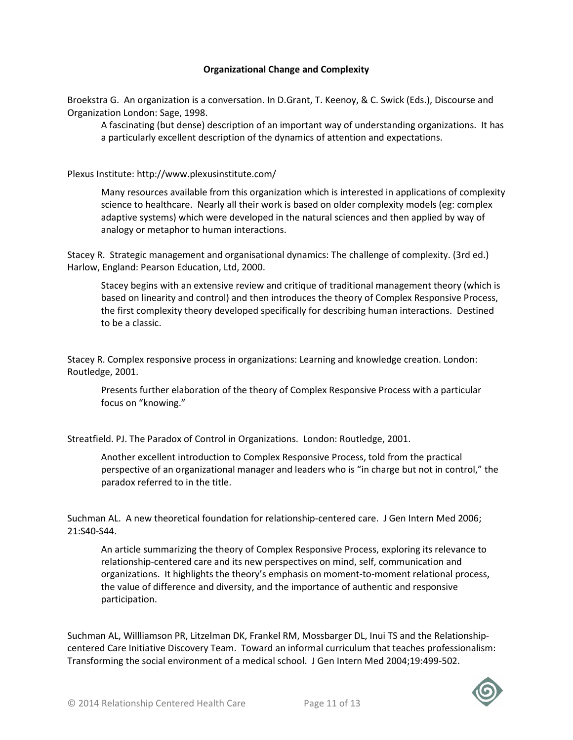**Organizational Change and Complexity**

Broekstra G. An organization is a conversation. In D.Grant, T. Keenoy, & C. Swick (Eds.), Discourse and Organization London: Sage, 1998.

> A fascinating (but dense) description of an important way of understanding organizations. It has a particularly excellent description of the dynamics of attention and expectations.

Plexus Institute: http://www.plexusinstitute.com/

> Many resources available from this organization which is interested in applications of complexity science to healthcare. Nearly all their work is based on older complexity models (eg: complex adaptive systems) which were developed in the natural sciences and then applied by way of analogy or metaphor to human interactions.

Stacey R. Strategic management and organisational dynamics: The challenge of complexity. (3rd ed.) Harlow, England: Pearson Education, Ltd, 2000.

> Stacey begins with an extensive review and critique of traditional management theory (which is based on linearity and control) and then introduces the theory of Complex Responsive Process, the first complexity theory developed specifically for describing human interactions. Destined to be a classic.

Stacey R. Complex responsive process in organizations: Learning and knowledge creation. London: Routledge, 2001.

> Presents further elaboration of the theory of Complex Responsive Process with a particular focus on "knowing."

Streatfield. PJ. The Paradox of Control in Organizations. London: Routledge, 2001.

> Another excellent introduction to Complex Responsive Process, told from the practical perspective of an organizational manager and leaders who is "in charge but not in control," the paradox referred to in the title.

Suchman AL. A new theoretical foundation for relationship-centered care. J Gen Intern Med 2006; 21:S40-S44.

> An article summarizing the theory of Complex Responsive Process, exploring its relevance to relationship-centered care and its new perspectives on mind, self, communication and organizations. It highlights the theory's emphasis on moment-to-moment relational process, the value of difference and diversity, and the importance of authentic and responsive participation.

Suchman AL, Willliamson PR, Litzelman DK, Frankel RM, Mossbarger DL, Inui TS and the Relationship-centered Care Initiative Discovery Team. Toward an informal curriculum that teaches professionalism: Transforming the social environment of a medical school. J Gen Intern Med 2004;19:499-502.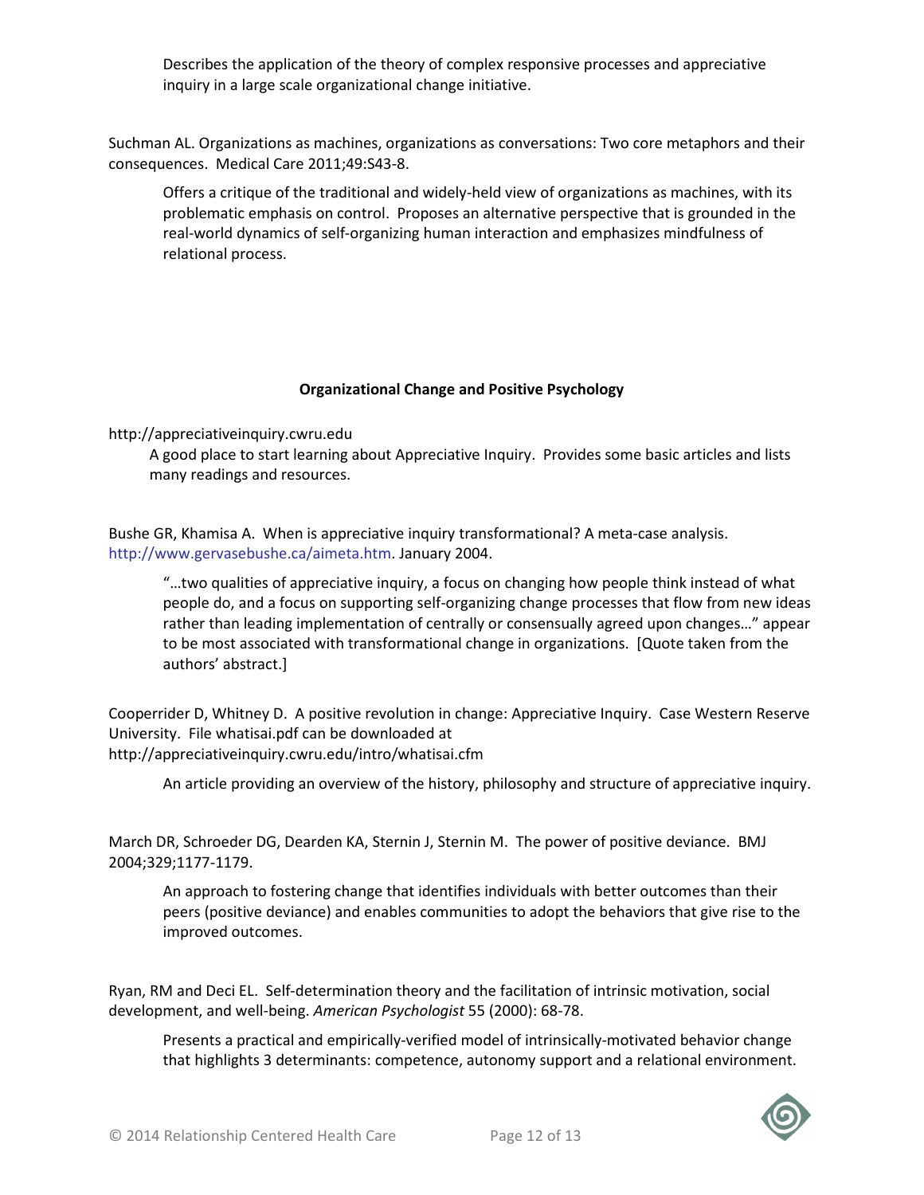Describes the application of the theory of complex responsive processes and appreciative inquiry in a large scale organizational change initiative.

Suchman AL. Organizations as machines, organizations as conversations: Two core metaphors and their consequences. Medical Care 2011;49:S43-8.

> Offers a critique of the traditional and widely-held view of organizations as machines, with its problematic emphasis on control. Proposes an alternative perspective that is grounded in the real-world dynamics of self-organizing human interaction and emphasizes mindfulness of relational process.

**Organizational Change and Positive Psychology**

http://appreciativeinquiry.cwru.edu

> A good place to start learning about Appreciative Inquiry. Provides some basic articles and lists many readings and resources.

Bushe GR, Khamisa A. When is appreciative inquiry transformational? A meta-case analysis. http://www.gervasebushe.ca/aimeta.htm. January 2004.

> "…two qualities of appreciative inquiry, a focus on changing how people think instead of what people do, and a focus on supporting self-organizing change processes that flow from new ideas rather than leading implementation of centrally or consensually agreed upon changes…" appear to be most associated with transformational change in organizations. [Quote taken from the authors' abstract.]

Cooperrider D, Whitney D. A positive revolution in change: Appreciative Inquiry. Case Western Reserve University. File whatisai.pdf can be downloaded at http://appreciativeinquiry.cwru.edu/intro/whatisai.cfm

> An article providing an overview of the history, philosophy and structure of appreciative inquiry.

March DR, Schroeder DG, Dearden KA, Sternin J, Sternin M. The power of positive deviance. BMJ 2004;329;1177-1179.

> An approach to fostering change that identifies individuals with better outcomes than their peers (positive deviance) and enables communities to adopt the behaviors that give rise to the improved outcomes.

Ryan, RM and Deci EL. Self-determination theory and the facilitation of intrinsic motivation, social development, and well-being. *American Psychologist* 55 (2000): 68-78.

> Presents a practical and empirically-verified model of intrinsically-motivated behavior change that highlights 3 determinants: competence, autonomy support and a relational environment.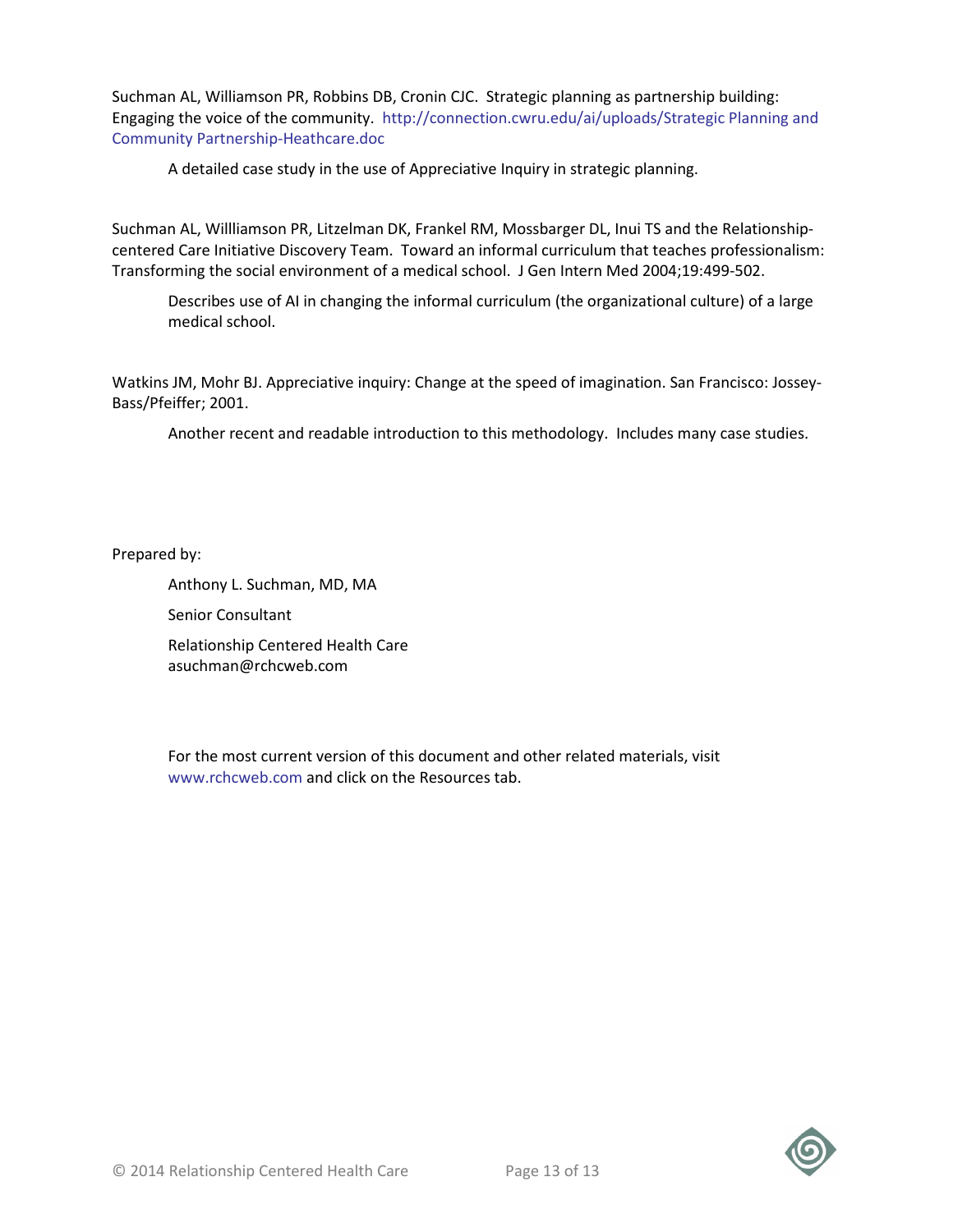Suchman AL, Williamson PR, Robbins DB, Cronin CJC. Strategic planning as partnership building: Engaging the voice of the community. http://connection.cwru.edu/ai/uploads/Strategic Planning and Community Partnership-Heathcare.doc

A detailed case study in the use of Appreciative Inquiry in strategic planning.

Suchman AL, Willliamson PR, Litzelman DK, Frankel RM, Mossbarger DL, Inui TS and the Relationship-centered Care Initiative Discovery Team. Toward an informal curriculum that teaches professionalism: Transforming the social environment of a medical school. J Gen Intern Med 2004;19:499-502.

Describes use of AI in changing the informal curriculum (the organizational culture) of a large medical school.

Watkins JM, Mohr BJ. Appreciative inquiry: Change at the speed of imagination. San Francisco: Jossey-Bass/Pfeiffer; 2001.

Another recent and readable introduction to this methodology. Includes many case studies.

Prepared by:

Anthony L. Suchman, MD, MA

Senior Consultant

Relationship Centered Health Care
asuchman@rchcweb.com

For the most current version of this document and other related materials, visit www.rchcweb.com and click on the Resources tab.

© 2014 Relationship Centered Health Care